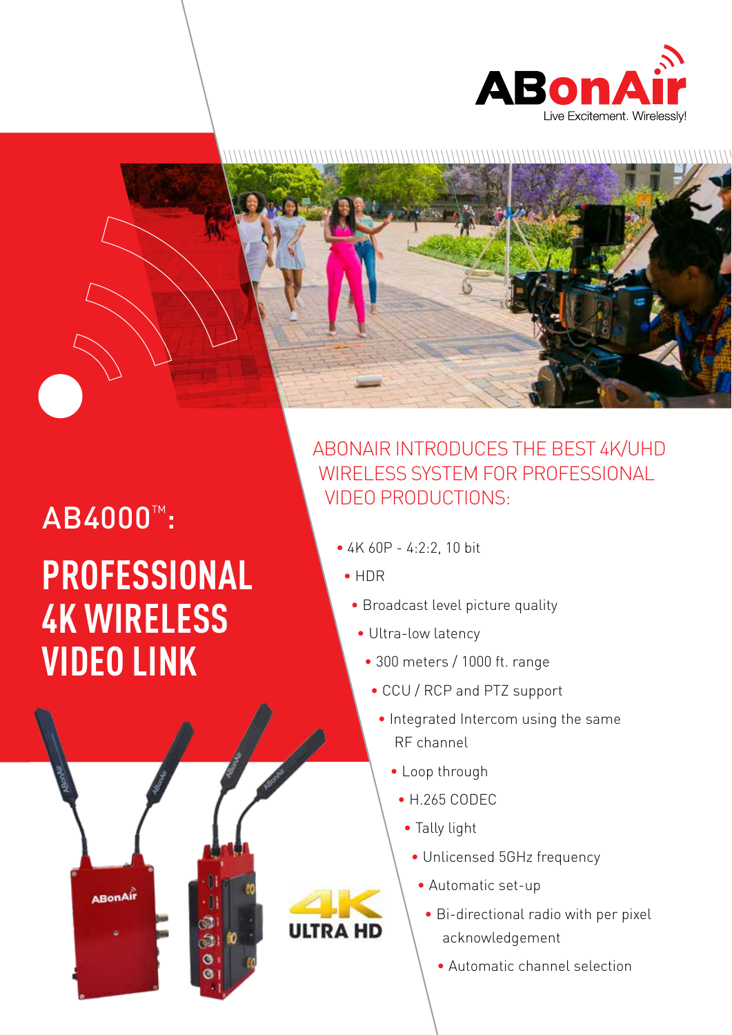ABonAir

Live Excitement. Wirelessly!

# AB4000™:

# PROFESSIONAL 4K WIRELESS VIDEO LINK

## ABONAIR INTRODUCES THE BEST 4K/UHD WIRELESS SYSTEM FOR PROFESSIONAL VIDEO PRODUCTIONS:

- 4K 60P - 4:2:2, 10 bit
- HDR
- Broadcast level picture quality
- Ultra-low latency
- 300 meters / 1000 ft. range
- CCU / RCP and PTZ support
- Integrated Intercom using the same RF channel
- Loop through
- H.265 CODEC
- Tally light
- Unlicensed 5GHz frequency
- Automatic set-up
- Bi-directional radio with per pixel acknowledgement
- Automatic channel selection

4K ULTRA HD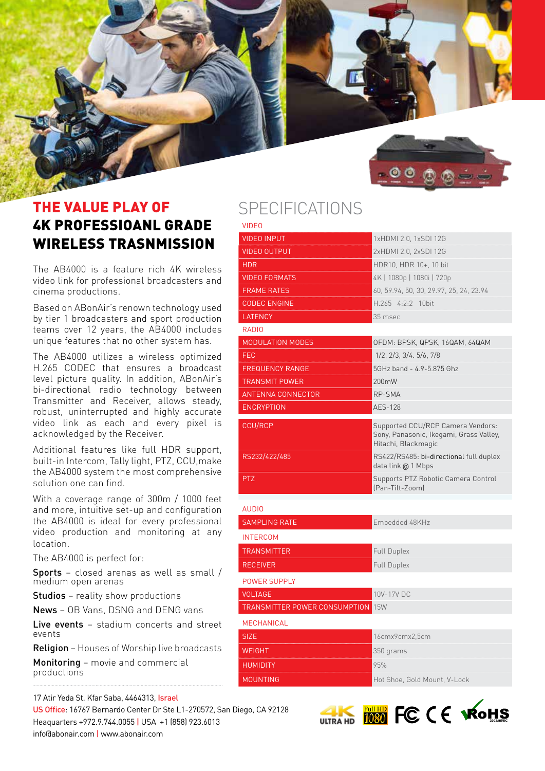# THE VALUE PLAY OF 4K PROFESSIOANL GRADE WIRELESS TRASNMISSION

The AB4000 is a feature rich 4K wireless video link for professional broadcasters and cinema productions.

Based on ABonAir's renown technology used by tier 1 broadcasters and sport production teams over 12 years, the AB4000 includes unique features that no other system has.

The AB4000 utilizes a wireless optimized H.265 CODEC that ensures a broadcast level picture quality. In addition, ABonAir's bi-directional radio technology between Transmitter and Receiver, allows steady, robust, uninterrupted and highly accurate video link as each and every pixel is acknowledged by the Receiver.

Additional features like full HDR support, built-in Intercom, Tally light, PTZ, CCU,make the AB4000 system the most comprehensive solution one can find.

With a coverage range of 300m / 1000 feet and more, intuitive set-up and configuration the AB4000 is ideal for every professional video production and monitoring at any location.

The AB4000 is perfect for:

**Sports** – closed arenas as well as small / medium open arenas

**Studios** – reality show productions

**News** – OB Vans, DSNG and DENG vans

**Live events** – stadium concerts and street events

**Religion** – Houses of Worship live broadcasts

**Monitoring** – movie and commercial productions

## SPECIFICATIONS

| | |
|---|---|
| **VIDEO** | |
| VIDEO INPUT | 1xHDMI 2.0, 1xSDI 12G |
| VIDEO OUTPUT | 2xHDMI 2.0, 2xSDI 12G |
| HDR | HDR10, HDR 10+, 10 bit |
| VIDEO FORMATS | 4K \| 1080p \| 1080i \| 720p |
| FRAME RATES | 60, 59.94, 50, 30, 29.97, 25, 24, 23.94 |
| CODEC ENGINE | H.265 4:2:2 10bit |
| LATENCY | 35 msec |
| **RADIO** | |
| MODULATION MODES | OFDM: BPSK, QPSK, 16QAM, 64QAM |
| FEC | 1/2, 2/3, 3/4. 5/6, 7/8 |
| FREQUENCY RANGE | 5GHz band - 4.9-5.875 Ghz |
| TRANSMIT POWER | 200mW |
| ANTENNA CONNECTOR | RP-SMA |
| ENCRYPTION | AES-128 |
| CCU/RCP | Supported CCU/RCP Camera Vendors: Sony, Panasonic, Ikegami, Grass Valley, Hitachi, Blackmagic |
| RS232/422/485 | RS422/RS485: bi-directional full duplex data link @ 1 Mbps |
| PTZ | Supports PTZ Robotic Camera Control (Pan-Tilt-Zoom) |
| **AUDIO** | |
| SAMPLING RATE | Embedded 48KHz |
| **INTERCOM** | |
| TRANSMITTER | Full Duplex |
| RECEIVER | Full Duplex |
| **POWER SUPPLY** | |
| VOLTAGE | 10V-17V DC |
| TRANSMITTER POWER CONSUMPTION | 15W |
| **MECHANICAL** | |
| SIZE | 16cmx9cmx2,5cm |
| WEIGHT | 350 grams |
| HUMIDITY | 95% |
| MOUNTING | Hot Shoe, Gold Mount, V-Lock |

17 Atir Yeda St. Kfar Saba, 4464313, Israel
US Office: 16767 Bernardo Center Dr Ste L1-270572, San Diego, CA 92128
Heaquarters +972.9.744.0055 | USA +1 (858) 923.6013
info@abonair.com | www.abonair.com